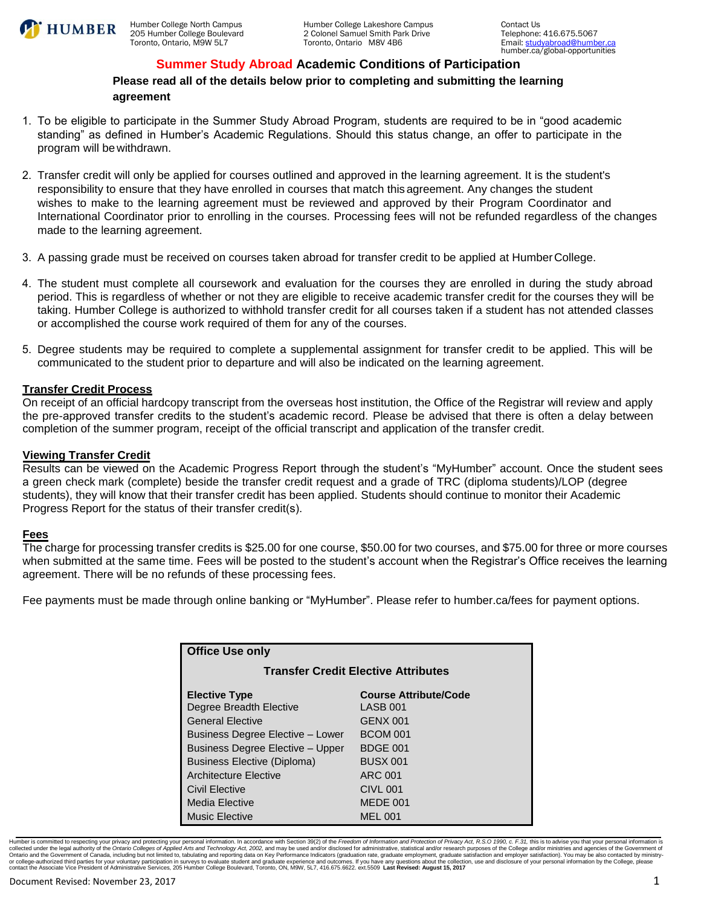HUMBER

Humber College North Campus
205 Humber College Boulevard
Toronto, Ontario, M9W 5L7

Humber College Lakeshore Campus
2 Colonel Samuel Smith Park Drive
Toronto, Ontario M8V 4B6

Contact Us
Telephone: 416.675.5067
Email: studyabroad@humber.ca
humber.ca/global-opportunities

# Summer Study Abroad Academic Conditions of Participation

**Please read all of the details below prior to completing and submitting the learning agreement**

1. To be eligible to participate in the Summer Study Abroad Program, students are required to be in "good academic standing" as defined in Humber's Academic Regulations. Should this status change, an offer to participate in the program will be withdrawn.

2. Transfer credit will only be applied for courses outlined and approved in the learning agreement. It is the student's responsibility to ensure that they have enrolled in courses that match this agreement. Any changes the student wishes to make to the learning agreement must be reviewed and approved by their Program Coordinator and International Coordinator prior to enrolling in the courses. Processing fees will not be refunded regardless of the changes made to the learning agreement.

3. A passing grade must be received on courses taken abroad for transfer credit to be applied at Humber College.

4. The student must complete all coursework and evaluation for the courses they are enrolled in during the study abroad period. This is regardless of whether or not they are eligible to receive academic transfer credit for the courses they will be taking. Humber College is authorized to withhold transfer credit for all courses taken if a student has not attended classes or accomplished the course work required of them for any of the courses.

5. Degree students may be required to complete a supplemental assignment for transfer credit to be applied. This will be communicated to the student prior to departure and will also be indicated on the learning agreement.

## Transfer Credit Process

On receipt of an official hardcopy transcript from the overseas host institution, the Office of the Registrar will review and apply the pre-approved transfer credits to the student's academic record. Please be advised that there is often a delay between completion of the summer program, receipt of the official transcript and application of the transfer credit.

## Viewing Transfer Credit

Results can be viewed on the Academic Progress Report through the student's "MyHumber" account. Once the student sees a green check mark (complete) beside the transfer credit request and a grade of TRC (diploma students)/LOP (degree students), they will know that their transfer credit has been applied. Students should continue to monitor their Academic Progress Report for the status of their transfer credit(s).

## Fees

The charge for processing transfer credits is $25.00 for one course, $50.00 for two courses, and $75.00 for three or more courses when submitted at the same time. Fees will be posted to the student's account when the Registrar's Office receives the learning agreement. There will be no refunds of these processing fees.

Fee payments must be made through online banking or "MyHumber". Please refer to humber.ca/fees for payment options.

**Office Use only**

**Transfer Credit Elective Attributes**

| Elective Type | Course Attribute/Code |
|---|---|
| Degree Breadth Elective | LASB 001 |
| General Elective | GENX 001 |
| Business Degree Elective – Lower | BCOM 001 |
| Business Degree Elective – Upper | BDGE 001 |
| Business Elective (Diploma) | BUSX 001 |
| Architecture Elective | ARC 001 |
| Civil Elective | CIVL 001 |
| Media Elective | MEDE 001 |
| Music Elective | MEL 001 |

Humber is committed to respecting your privacy and protecting your personal information. In accordance with Section 39(2) of the *Freedom of Information and Protection of Privacy Act, R.S.O 1990, c. F.31,* this is to advise you that your personal information is collected under the legal authority of the *Ontario Colleges of Applied Arts and Technology Act, 2002,* and may be used and/or disclosed for administrative, statistical and/or research purposes of the College and/or ministries and agencies of the Government of Ontario and the Government of Canada, including but not limited to, tabulating and reporting data on Key Performance Indicators (graduation rate, graduate employment, graduate satisfaction and employer satisfaction). You may be also contacted by ministry- or college-authorized third parties for your voluntary participation in surveys to evaluate student and graduate experience and outcomes. If you have any questions about the collection, use and disclosure of your personal information by the College, please contact the Associate Vice President of Administrative Services, 205 Humber College Boulevard, Toronto, ON, M9W, 5L7, 416.675.6622. ext.5509 **Last Revised: August 15, 2017**

Document Revised: November 23, 2017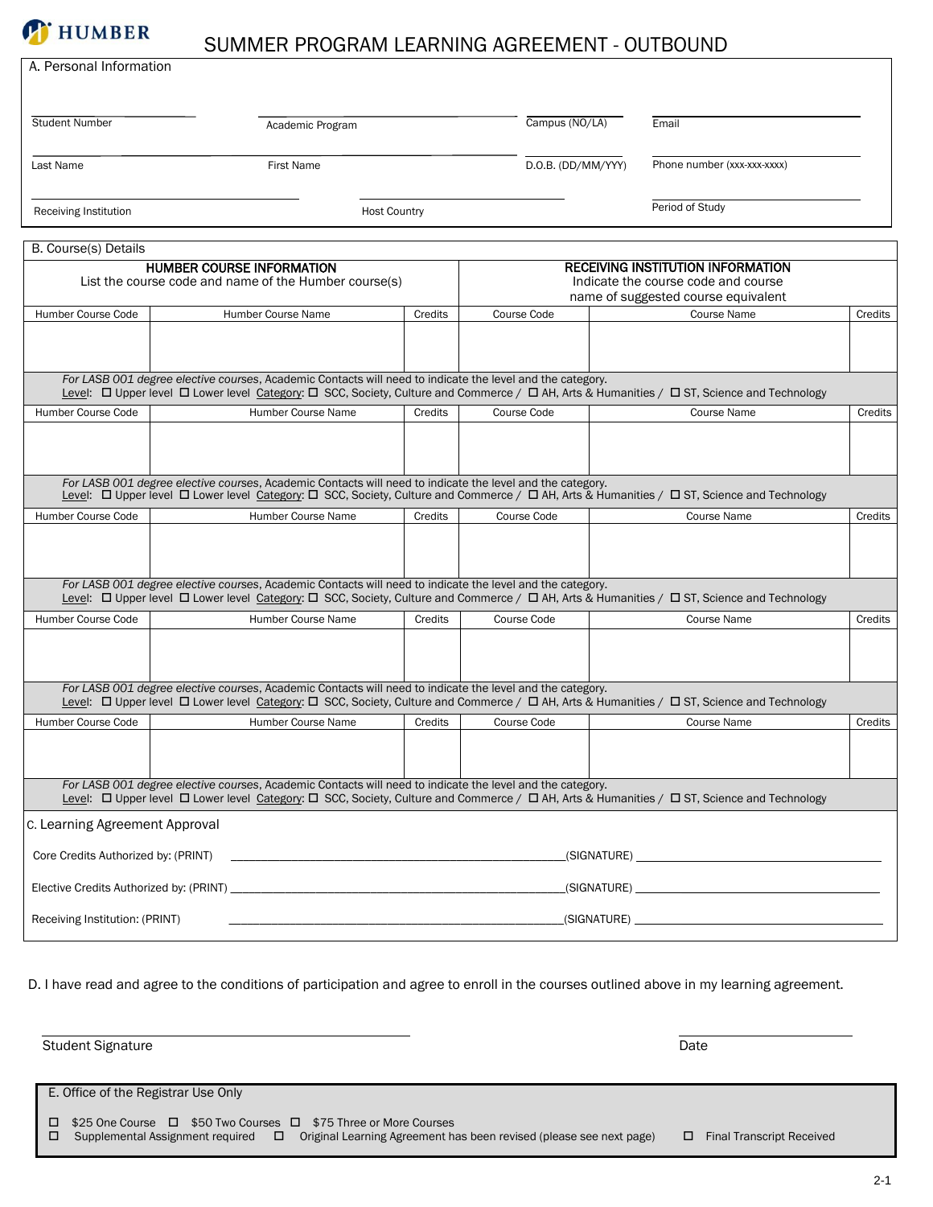HUMBER

# SUMMER PROGRAM LEARNING AGREEMENT - OUTBOUND

## A. Personal Information

| | | | |
|---|---|---|---|
| Student Number | Academic Program | Campus (NO/LA) | Email |
| Last Name | First Name | D.O.B. (DD/MM/YYY) | Phone number (xxx-xxx-xxxx) |
| Receiving Institution | Host Country | | Period of Study |

## B. Course(s) Details

| HUMBER COURSE INFORMATION<br>List the course code and name of the Humber course(s) | | | RECEIVING INSTITUTION INFORMATION<br>Indicate the course code and course name of suggested course equivalent | | |
|---|---|---|---|---|---|
| Humber Course Code | Humber Course Name | Credits | Course Code | Course Name | Credits |
| | | | | | |
| *For LASB 001 degree elective courses*, Academic Contacts will need to indicate the level and the category.<br>Level: ☐ Upper level ☐ Lower level Category: ☐ SCC, Society, Culture and Commerce / ☐ AH, Arts & Humanities / ☐ ST, Science and Technology | | | | | |
| Humber Course Code | Humber Course Name | Credits | Course Code | Course Name | Credits |
| | | | | | |
| *For LASB 001 degree elective courses*, Academic Contacts will need to indicate the level and the category.<br>Level: ☐ Upper level ☐ Lower level Category: ☐ SCC, Society, Culture and Commerce / ☐ AH, Arts & Humanities / ☐ ST, Science and Technology | | | | | |
| Humber Course Code | Humber Course Name | Credits | Course Code | Course Name | Credits |
| | | | | | |
| *For LASB 001 degree elective courses*, Academic Contacts will need to indicate the level and the category.<br>Level: ☐ Upper level ☐ Lower level Category: ☐ SCC, Society, Culture and Commerce / ☐ AH, Arts & Humanities / ☐ ST, Science and Technology | | | | | |
| Humber Course Code | Humber Course Name | Credits | Course Code | Course Name | Credits |
| | | | | | |
| *For LASB 001 degree elective courses*, Academic Contacts will need to indicate the level and the category.<br>Level: ☐ Upper level ☐ Lower level Category: ☐ SCC, Society, Culture and Commerce / ☐ AH, Arts & Humanities / ☐ ST, Science and Technology | | | | | |
| Humber Course Code | Humber Course Name | Credits | Course Code | Course Name | Credits |
| | | | | | |
| *For LASB 001 degree elective courses*, Academic Contacts will need to indicate the level and the category.<br>Level: ☐ Upper level ☐ Lower level Category: ☐ SCC, Society, Culture and Commerce / ☐ AH, Arts & Humanities / ☐ ST, Science and Technology | | | | | |

## C. Learning Agreement Approval

Core Credits Authorized by: (PRINT) ______________________________ (SIGNATURE) ______________________________

Elective Credits Authorized by: (PRINT) ______________________________ (SIGNATURE) ______________________________

Receiving Institution: (PRINT) ______________________________ (SIGNATURE) ______________________________

D. I have read and agree to the conditions of participation and agree to enroll in the courses outlined above in my learning agreement.

______________________________ ______________________________

Student Signature Date

## E. Office of the Registrar Use Only

☐ $25 One Course ☐ $50 Two Courses ☐ $75 Three or More Courses

☐ Supplemental Assignment required ☐ Original Learning Agreement has been revised (please see next page) ☐ Final Transcript Received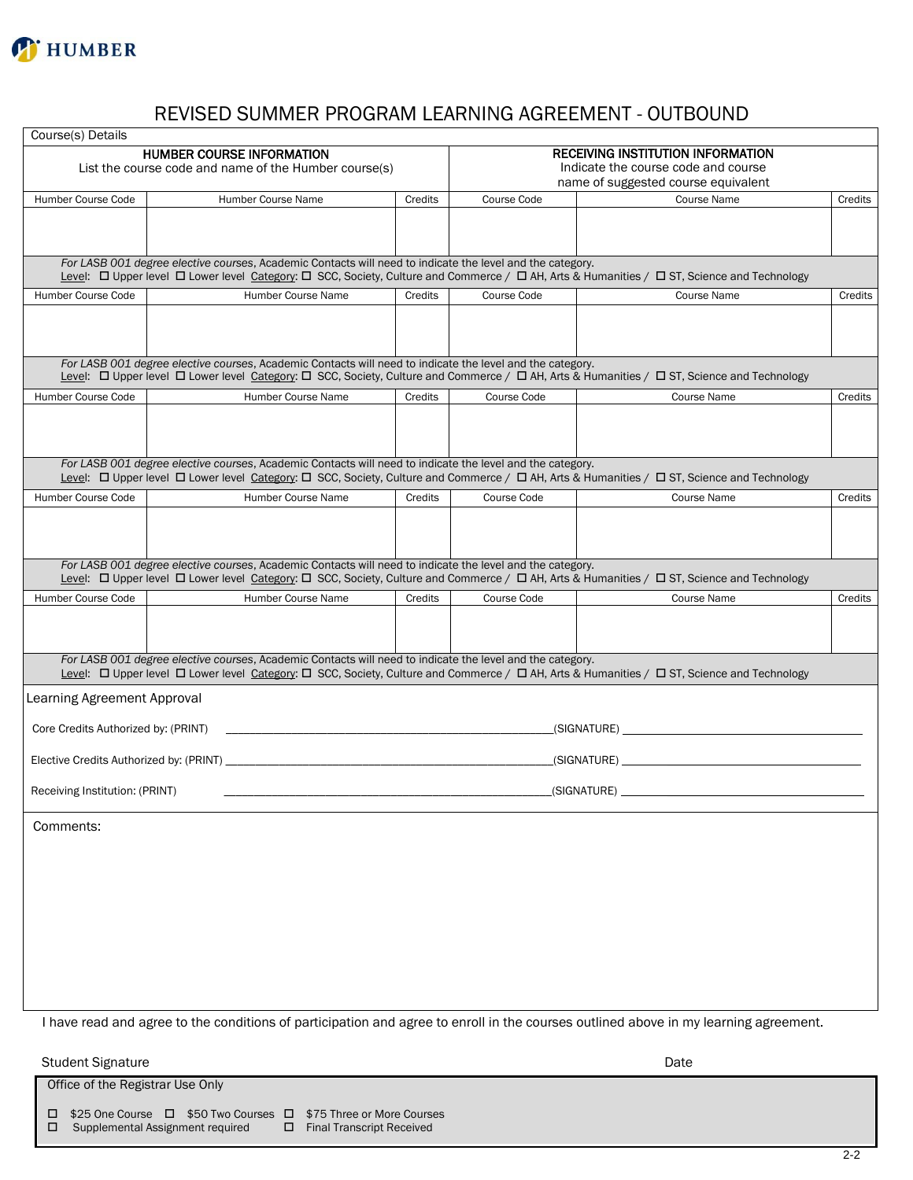HUMBER

# REVISED SUMMER PROGRAM LEARNING AGREEMENT - OUTBOUND

Course(s) Details

| HUMBER COURSE INFORMATION<br>List the course code and name of the Humber course(s) | | | RECEIVING INSTITUTION INFORMATION<br>Indicate the course code and course name of suggested course equivalent | | |
|---|---|---|---|---|---|
| Humber Course Code | Humber Course Name | Credits | Course Code | Course Name | Credits |
| | | | | | |
| *For LASB 001 degree elective courses*, Academic Contacts will need to indicate the level and the category.<br>Level: ☐ Upper level ☐ Lower level Category: ☐ SCC, Society, Culture and Commerce / ☐ AH, Arts & Humanities / ☐ ST, Science and Technology | | | | | |
| Humber Course Code | Humber Course Name | Credits | Course Code | Course Name | Credits |
| | | | | | |
| *For LASB 001 degree elective courses*, Academic Contacts will need to indicate the level and the category.<br>Level: ☐ Upper level ☐ Lower level Category: ☐ SCC, Society, Culture and Commerce / ☐ AH, Arts & Humanities / ☐ ST, Science and Technology | | | | | |
| Humber Course Code | Humber Course Name | Credits | Course Code | Course Name | Credits |
| | | | | | |
| *For LASB 001 degree elective courses*, Academic Contacts will need to indicate the level and the category.<br>Level: ☐ Upper level ☐ Lower level Category: ☐ SCC, Society, Culture and Commerce / ☐ AH, Arts & Humanities / ☐ ST, Science and Technology | | | | | |
| Humber Course Code | Humber Course Name | Credits | Course Code | Course Name | Credits |
| | | | | | |
| *For LASB 001 degree elective courses*, Academic Contacts will need to indicate the level and the category.<br>Level: ☐ Upper level ☐ Lower level Category: ☐ SCC, Society, Culture and Commerce / ☐ AH, Arts & Humanities / ☐ ST, Science and Technology | | | | | |
| Humber Course Code | Humber Course Name | Credits | Course Code | Course Name | Credits |
| | | | | | |
| *For LASB 001 degree elective courses*, Academic Contacts will need to indicate the level and the category.<br>Level: ☐ Upper level ☐ Lower level Category: ☐ SCC, Society, Culture and Commerce / ☐ AH, Arts & Humanities / ☐ ST, Science and Technology | | | | | |

## Learning Agreement Approval

Core Credits Authorized by: (PRINT) ____________________________________________(SIGNATURE) ________________________________

Elective Credits Authorized by: (PRINT) ____________________________________________(SIGNATURE) ________________________________

Receiving Institution: (PRINT) ____________________________________________(SIGNATURE) ________________________________

Comments:

I have read and agree to the conditions of participation and agree to enroll in the courses outlined above in my learning agreement.

Student Signature　　　　　　　　　　　　　　　　　　　　　　　　　　Date

Office of the Registrar Use Only

☐ $25 One Course ☐ $50 Two Courses ☐ $75 Three or More Courses
☐ Supplemental Assignment required ☐ Final Transcript Received